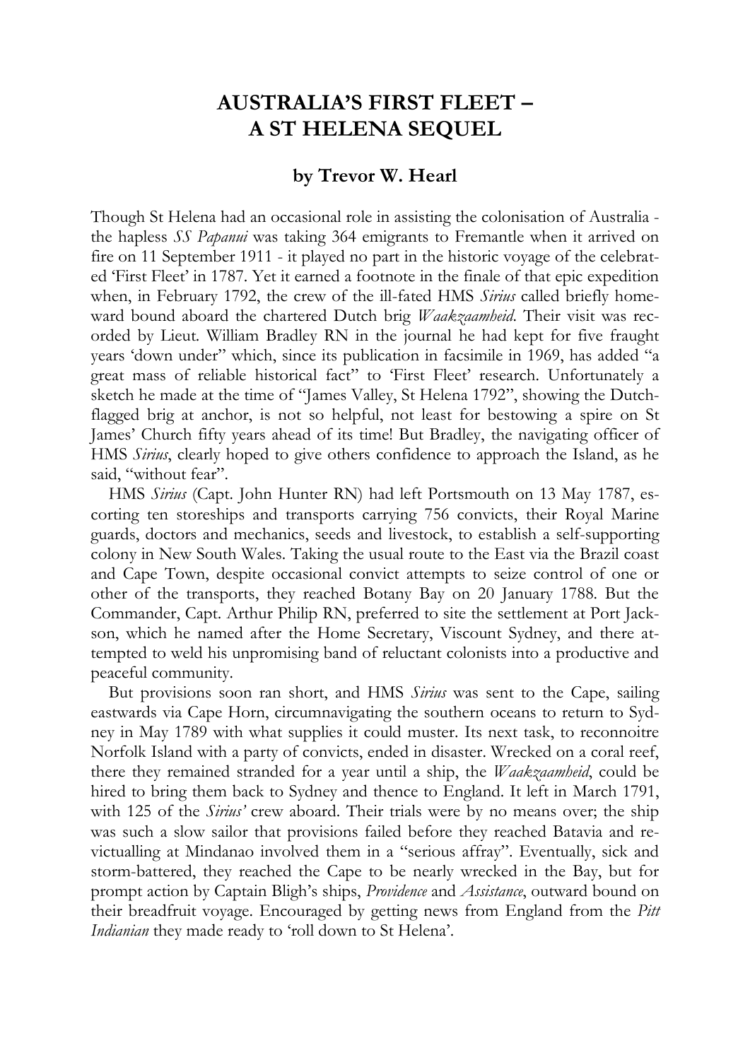# AUSTRALIA'S FIRST FLEET – A ST HELENA SEQUEL

### by Trevor W. Hearl

Though St Helena had an occasional role in assisting the colonisation of Australia - the hapless *SS Papanui* was taking 364 emigrants to Fremantle when it arrived on fire on 11 September 1911 - it played no part in the historic voyage of the celebrated 'First Fleet' in 1787. Yet it earned a footnote in the finale of that epic expedition when, in February 1792, the crew of the ill-fated HMS *Sirius* called briefly homeward bound aboard the chartered Dutch brig *Waakzaamheid*. Their visit was recorded by Lieut. William Bradley RN in the journal he had kept for five fraught years 'down under" which, since its publication in facsimile in 1969, has added "a great mass of reliable historical fact" to 'First Fleet' research. Unfortunately a sketch he made at the time of "James Valley, St Helena 1792", showing the Dutch-flagged brig at anchor, is not so helpful, not least for bestowing a spire on St James' Church fifty years ahead of its time! But Bradley, the navigating officer of HMS *Sirius*, clearly hoped to give others confidence to approach the Island, as he said, "without fear".

HMS *Sirius* (Capt. John Hunter RN) had left Portsmouth on 13 May 1787, escorting ten storeships and transports carrying 756 convicts, their Royal Marine guards, doctors and mechanics, seeds and livestock, to establish a self-supporting colony in New South Wales. Taking the usual route to the East via the Brazil coast and Cape Town, despite occasional convict attempts to seize control of one or other of the transports, they reached Botany Bay on 20 January 1788. But the Commander, Capt. Arthur Philip RN, preferred to site the settlement at Port Jackson, which he named after the Home Secretary, Viscount Sydney, and there attempted to weld his unpromising band of reluctant colonists into a productive and peaceful community.

But provisions soon ran short, and HMS *Sirius* was sent to the Cape, sailing eastwards via Cape Horn, circumnavigating the southern oceans to return to Sydney in May 1789 with what supplies it could muster. Its next task, to reconnoitre Norfolk Island with a party of convicts, ended in disaster. Wrecked on a coral reef, there they remained stranded for a year until a ship, the *Waakzaamheid*, could be hired to bring them back to Sydney and thence to England. It left in March 1791, with 125 of the *Sirius'* crew aboard. Their trials were by no means over; the ship was such a slow sailor that provisions failed before they reached Batavia and re-victualling at Mindanao involved them in a "serious affray". Eventually, sick and storm-battered, they reached the Cape to be nearly wrecked in the Bay, but for prompt action by Captain Bligh's ships, *Providence* and *Assistance*, outward bound on their breadfruit voyage. Encouraged by getting news from England from the *Pitt Indianian* they made ready to 'roll down to St Helena'.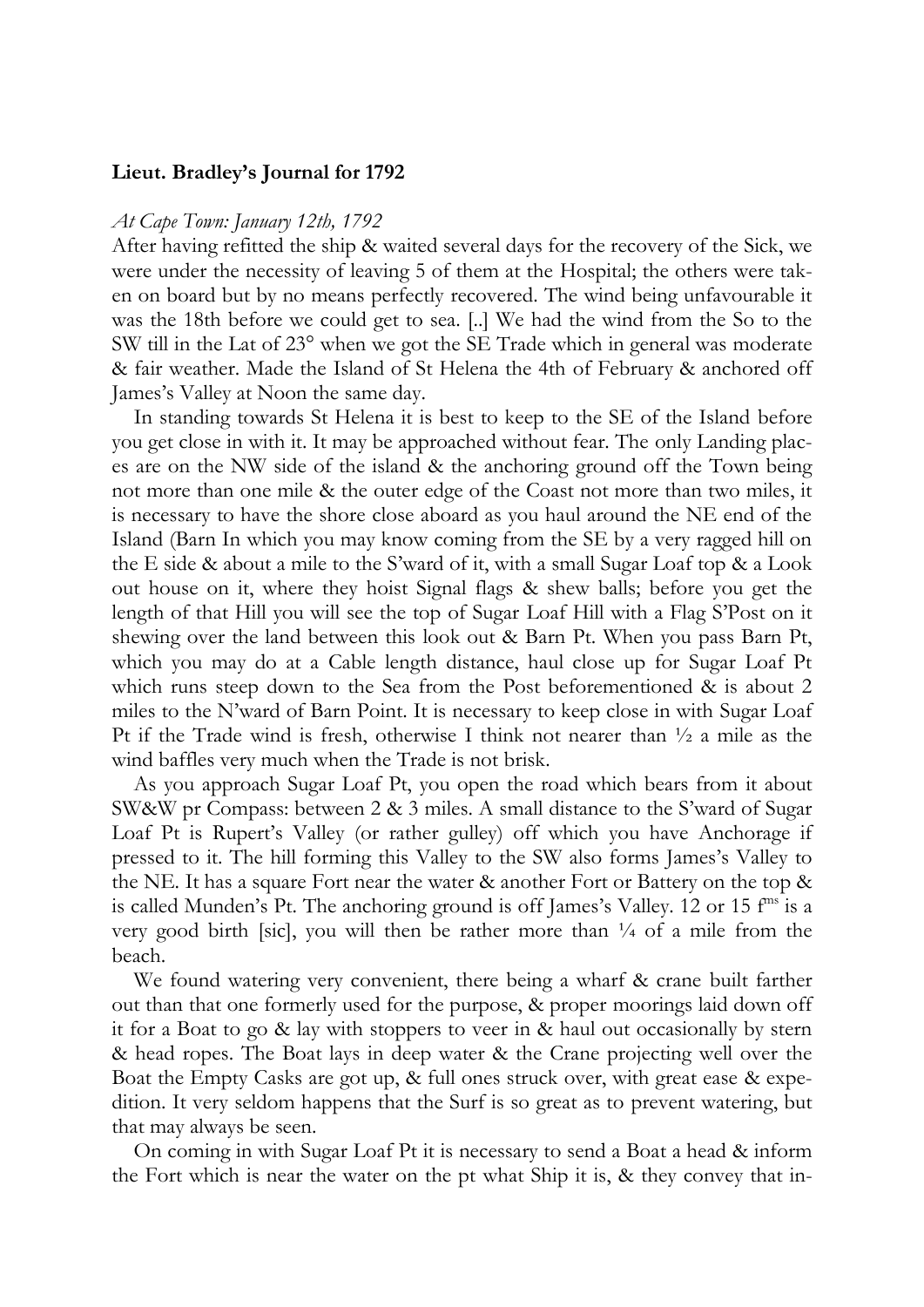**Lieut. Bradley's Journal for 1792**

*At Cape Town: January 12th, 1792*

After having refitted the ship & waited several days for the recovery of the Sick, we were under the necessity of leaving 5 of them at the Hospital; the others were taken on board but by no means perfectly recovered. The wind being unfavourable it was the 18th before we could get to sea. [..] We had the wind from the So to the SW till in the Lat of 23° when we got the SE Trade which in general was moderate & fair weather. Made the Island of St Helena the 4th of February & anchored off James's Valley at Noon the same day.

In standing towards St Helena it is best to keep to the SE of the Island before you get close in with it. It may be approached without fear. The only Landing places are on the NW side of the island & the anchoring ground off the Town being not more than one mile & the outer edge of the Coast not more than two miles, it is necessary to have the shore close aboard as you haul around the NE end of the Island (Barn In which you may know coming from the SE by a very ragged hill on the E side & about a mile to the S'ward of it, with a small Sugar Loaf top & a Look out house on it, where they hoist Signal flags & shew balls; before you get the length of that Hill you will see the top of Sugar Loaf Hill with a Flag S'Post on it shewing over the land between this look out & Barn Pt. When you pass Barn Pt, which you may do at a Cable length distance, haul close up for Sugar Loaf Pt which runs steep down to the Sea from the Post beforementioned & is about 2 miles to the N'ward of Barn Point. It is necessary to keep close in with Sugar Loaf Pt if the Trade wind is fresh, otherwise I think not nearer than ½ a mile as the wind baffles very much when the Trade is not brisk.

As you approach Sugar Loaf Pt, you open the road which bears from it about SW&W pr Compass: between 2 & 3 miles. A small distance to the S'ward of Sugar Loaf Pt is Rupert's Valley (or rather gulley) off which you have Anchorage if pressed to it. The hill forming this Valley to the SW also forms James's Valley to the NE. It has a square Fort near the water & another Fort or Battery on the top & is called Munden's Pt. The anchoring ground is off James's Valley. 12 or 15 f^ms^ is a very good birth [sic], you will then be rather more than ¼ of a mile from the beach.

We found watering very convenient, there being a wharf & crane built farther out than that one formerly used for the purpose, & proper moorings laid down off it for a Boat to go & lay with stoppers to veer in & haul out occasionally by stern & head ropes. The Boat lays in deep water & the Crane projecting well over the Boat the Empty Casks are got up, & full ones struck over, with great ease & expedition. It very seldom happens that the Surf is so great as to prevent watering, but that may always be seen.

On coming in with Sugar Loaf Pt it is necessary to send a Boat a head & inform the Fort which is near the water on the pt what Ship it is, & they convey that in-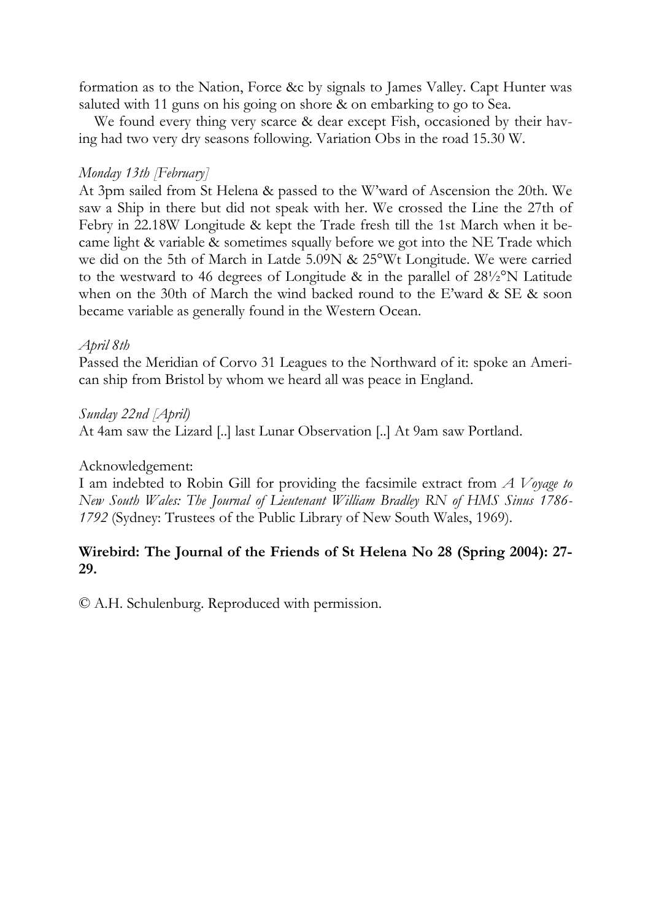formation as to the Nation, Force &c by signals to James Valley. Capt Hunter was saluted with 11 guns on his going on shore & on embarking to go to Sea.

We found every thing very scarce & dear except Fish, occasioned by their having had two very dry seasons following. Variation Obs in the road 15.30 W.

*Monday 13th [February]*

At 3pm sailed from St Helena & passed to the W'ward of Ascension the 20th. We saw a Ship in there but did not speak with her. We crossed the Line the 27th of Febry in 22.18W Longitude & kept the Trade fresh till the 1st March when it became light & variable & sometimes squally before we got into the NE Trade which we did on the 5th of March in Latde 5.09N & 25°Wt Longitude. We were carried to the westward to 46 degrees of Longitude & in the parallel of 28½°N Latitude when on the 30th of March the wind backed round to the E'ward & SE & soon became variable as generally found in the Western Ocean.

*April 8th*

Passed the Meridian of Corvo 31 Leagues to the Northward of it: spoke an American ship from Bristol by whom we heard all was peace in England.

*Sunday 22nd [April)*

At 4am saw the Lizard [..] last Lunar Observation [..] At 9am saw Portland.

Acknowledgement:

I am indebted to Robin Gill for providing the facsimile extract from *A Voyage to New South Wales: The Journal of Lieutenant William Bradley RN of HMS Sirius 1786-1792* (Sydney: Trustees of the Public Library of New South Wales, 1969).

**Wirebird: The Journal of the Friends of St Helena No 28 (Spring 2004): 27-29.**

© A.H. Schulenburg. Reproduced with permission.